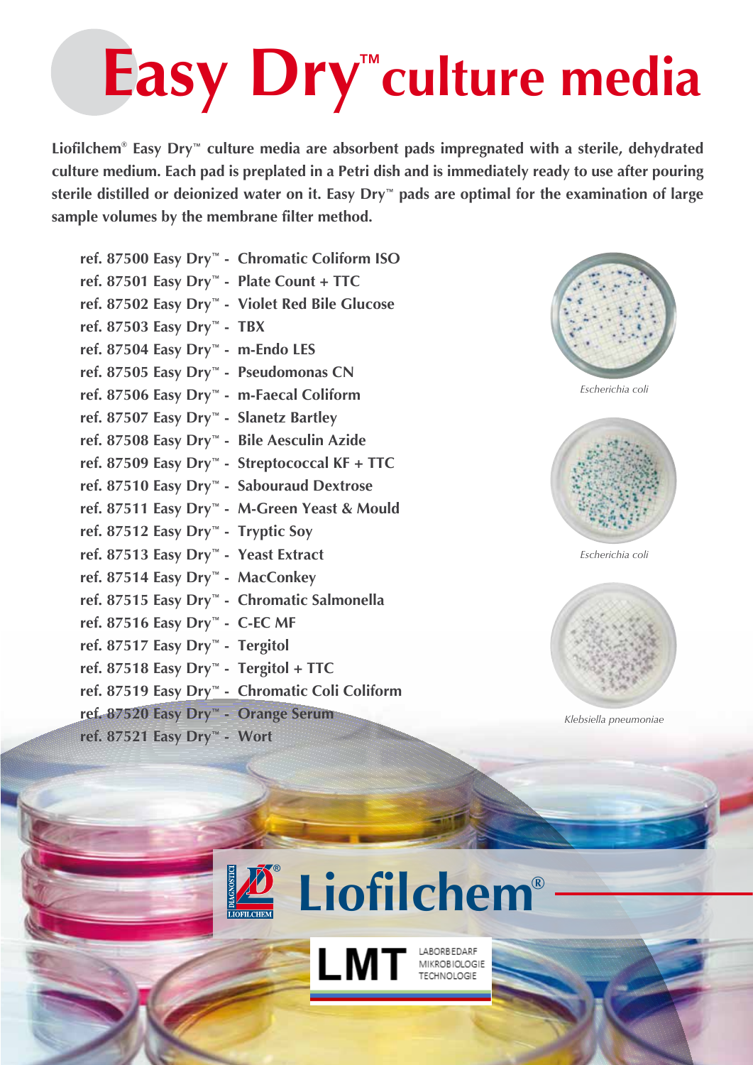# Easy Dry™ culture media

**Liofilchem® Easy Dry™ culture media are absorbent pads impregnated with a sterile, dehydrated culture medium. Each pad is preplated in a Petri dish and is immediately ready to use after pouring sterile distilled or deionized water on it. Easy Dry™ pads are optimal for the examination of large sample volumes by the membrane filter method.**

- **ref. 87500 Easy Dry™ - Chromatic Coliform ISO**
- **ref. 87501 Easy Dry™ - Plate Count + TTC**
- **ref. 87502 Easy Dry™ - Violet Red Bile Glucose**
- **ref. 87503 Easy Dry™ - TBX**
- **ref. 87504 Easy Dry™ - m-Endo LES**
- **ref. 87505 Easy Dry™ - Pseudomonas CN**
- **ref. 87506 Easy Dry™ - m-Faecal Coliform**
- **ref. 87507 Easy Dry™ - Slanetz Bartley**
- **ref. 87508 Easy Dry™ - Bile Aesculin Azide**
- **ref. 87509 Easy Dry™ - Streptococcal KF + TTC**
- **ref. 87510 Easy Dry™ - Sabouraud Dextrose**
- **ref. 87511 Easy Dry™ - M-Green Yeast & Mould**
- **ref. 87512 Easy Dry™ - Tryptic Soy**
- **ref. 87513 Easy Dry™ - Yeast Extract**
- **ref. 87514 Easy Dry™ - MacConkey**
- **ref. 87515 Easy Dry™ - Chromatic Salmonella**
- **ref. 87516 Easy Dry™ - C-EC MF**
- **ref. 87517 Easy Dry™ - Tergitol**
- **ref. 87518 Easy Dry™ - Tergitol + TTC**
- **ref. 87519 Easy Dry™ - Chromatic Coli Coliform**
- **ref. 87520 Easy Dry™ - Orange Serum**
- **ref. 87521 Easy Dry™ - Wort**

*Escherichia coli*

*Escherichia coli*

*Klebsiella pneumoniae*

Liofilchem®

LMT LABORBEDARF MIKROBIOLOGIE TECHNOLOGIE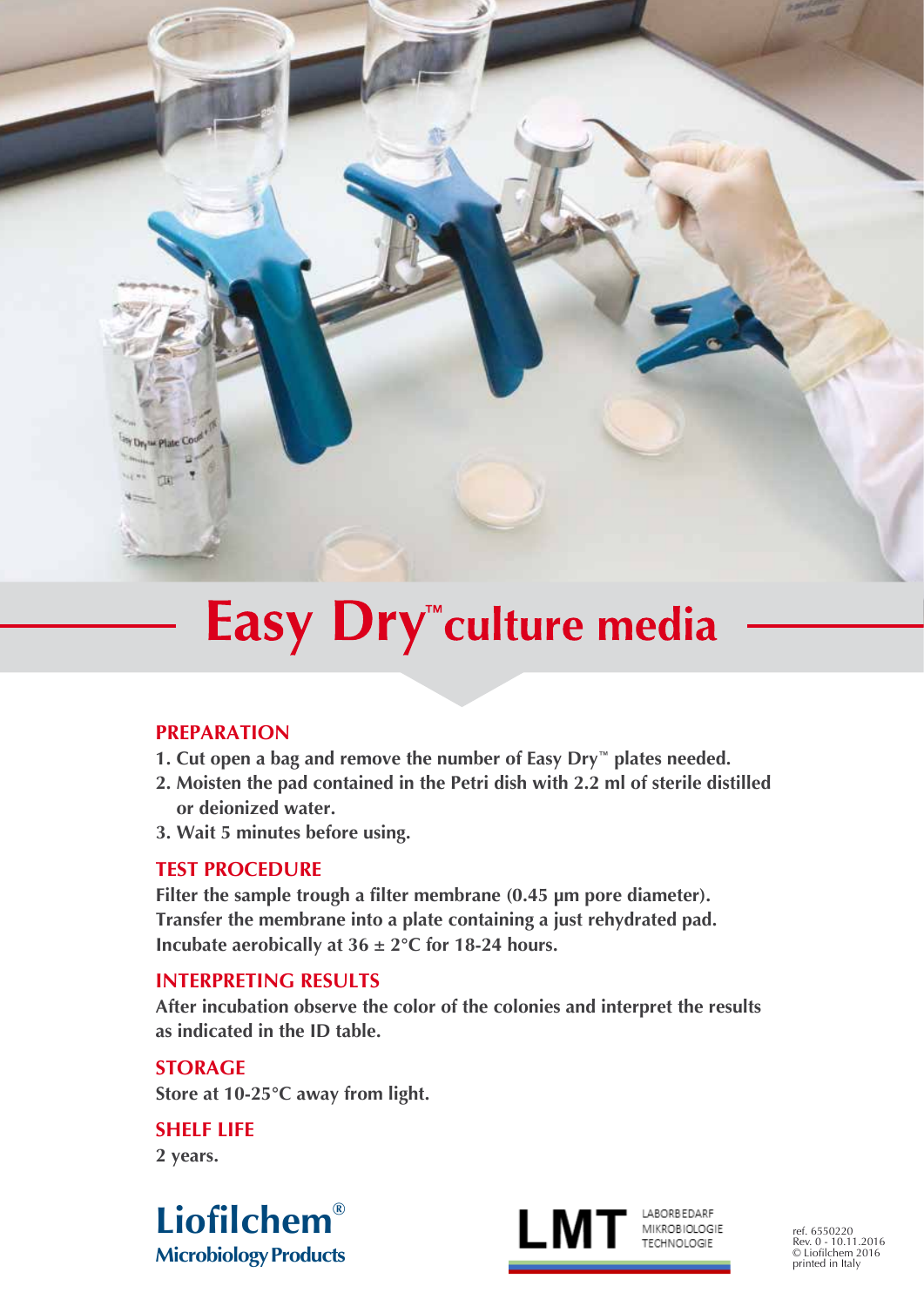# Easy Dry™ culture media

## PREPARATION

1. Cut open a bag and remove the number of Easy Dry™ plates needed.
2. Moisten the pad contained in the Petri dish with 2.2 ml of sterile distilled or deionized water.
3. Wait 5 minutes before using.

## TEST PROCEDURE

Filter the sample trough a filter membrane (0.45 µm pore diameter).
Transfer the membrane into a plate containing a just rehydrated pad.
Incubate aerobically at 36 ± 2°C for 18-24 hours.

## INTERPRETING RESULTS

After incubation observe the color of the colonies and interpret the results as indicated in the ID table.

## STORAGE

Store at 10-25°C away from light.

## SHELF LIFE

2 years.

**Liofilchem®**
**Microbiology Products**

LMT LABORBEDARF MIKROBIOLOGIE TECHNOLOGIE

ref. 6550220
Rev. 0 - 10.11.2016
© Liofilchem 2016
printed in Italy